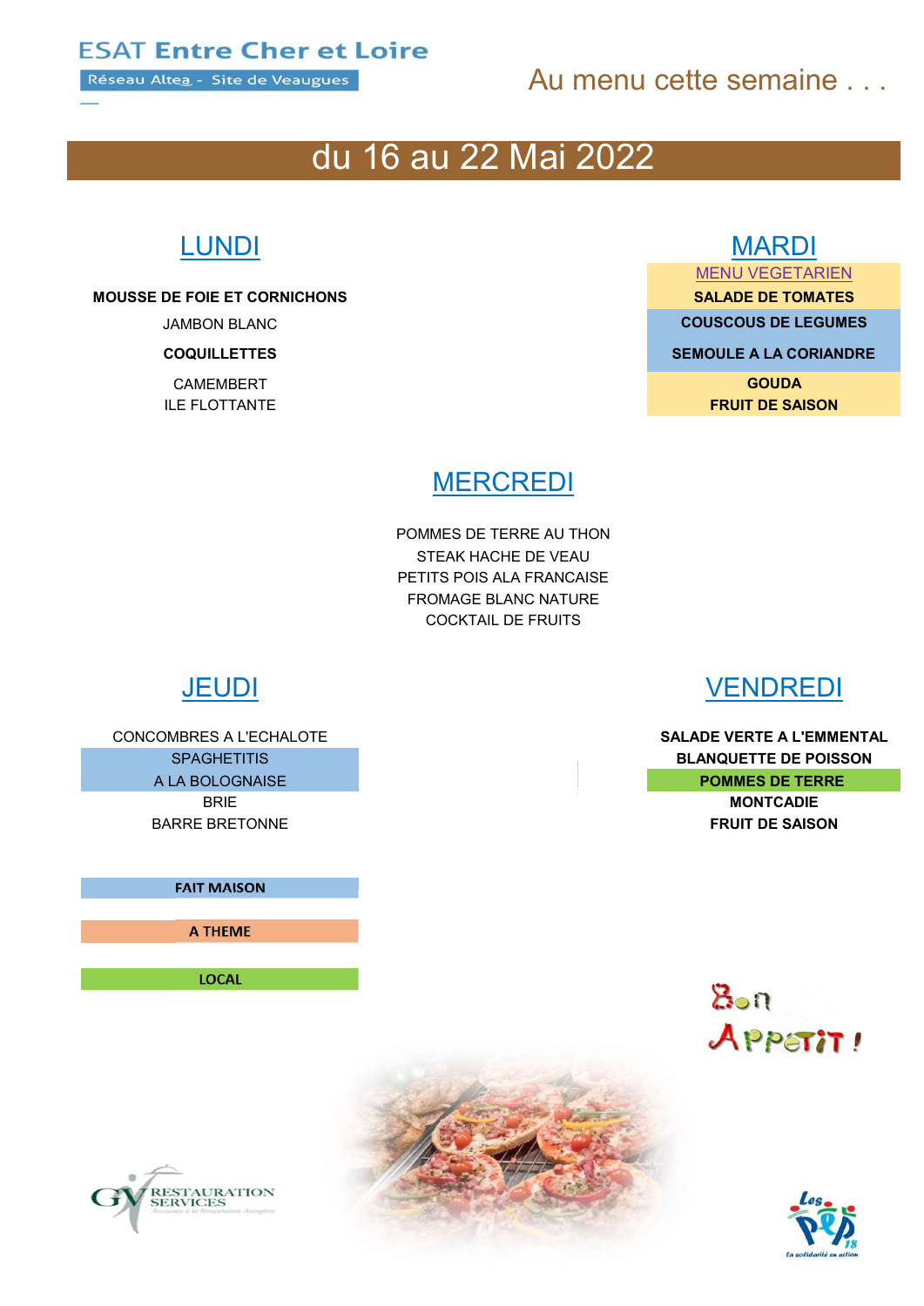ESAT Entre Cher et Loire

Réseau Altea - Site de Veaugues

Au menu cette semaine . . .

# du 16 au 22 Mai 2022

## LUNDI

**MOUSSE DE FOIE ET CORNICHONS**

JAMBON BLANC

**COQUILLETTES**

CAMEMBERT

ILE FLOTTANTE

## MARDI

MENU VEGETARIEN

**SALADE DE TOMATES**

**COUSCOUS DE LEGUMES**

**SEMOULE A LA CORIANDRE**

**GOUDA**

**FRUIT DE SAISON**

## MERCREDI

POMMES DE TERRE AU THON

STEAK HACHE DE VEAU

PETITS POIS ALA FRANCAISE

FROMAGE BLANC NATURE

COCKTAIL DE FRUITS

## JEUDI

CONCOMBRES A L'ECHALOTE

SPAGHETITIS

A LA BOLOGNAISE

BRIE

BARRE BRETONNE

## VENDREDI

**SALADE VERTE A L'EMMENTAL**

**BLANQUETTE DE POISSON**

**POMMES DE TERRE**

**MONTCADIE**

**FRUIT DE SAISON**

**FAIT MAISON**

**A THEME**

**LOCAL**

Bon Appétit !

GV RESTAURATION SERVICES

Les PEP 18 – La solidarité en action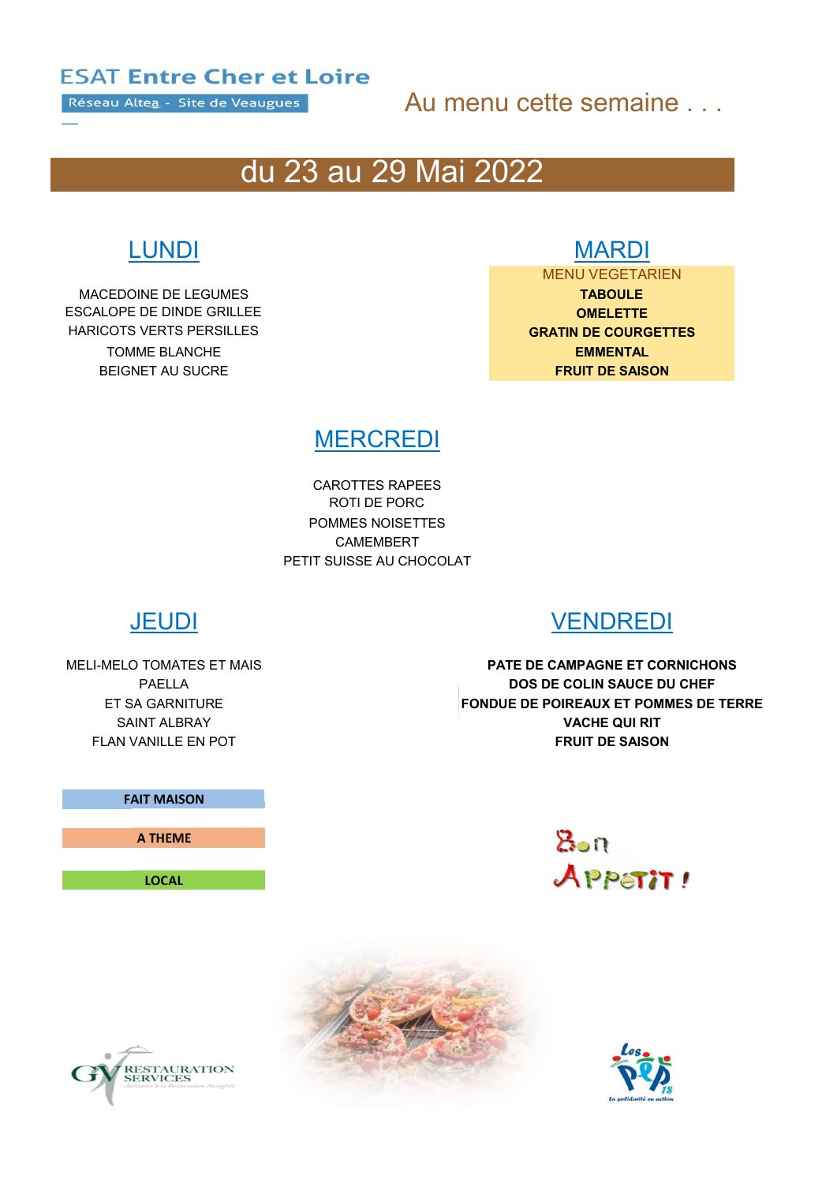**ESAT Entre Cher et Loire**

Réseau Altea - Site de Veaugues

Au menu cette semaine . . .

# du 23 au 29 Mai 2022

## LUNDI

MACEDOINE DE LEGUMES
ESCALOPE DE DINDE GRILLEE
HARICOTS VERTS PERSILLES
TOMME BLANCHE
BEIGNET AU SUCRE

## MARDI

MENU VEGETARIEN
**TABOULE**
**OMELETTE**
**GRATIN DE COURGETTES**
**EMMENTAL**
**FRUIT DE SAISON**

## MERCREDI

CAROTTES RAPEES
ROTI DE PORC
POMMES NOISETTES
CAMEMBERT
PETIT SUISSE AU CHOCOLAT

## JEUDI

MELI-MELO TOMATES ET MAIS
PAELLA
ET SA GARNITURE
SAINT ALBRAY
FLAN VANILLE EN POT

## VENDREDI

**PATE DE CAMPAGNE ET CORNICHONS**
**DOS DE COLIN SAUCE DU CHEF**
**FONDUE DE POIREAUX ET POMMES DE TERRE**
**VACHE QUI RIT**
**FRUIT DE SAISON**

**FAIT MAISON**

**A THEME**

**LOCAL**

Bon Appétit !

GV Restauration Services

Les PEP 18 – La solidarité en action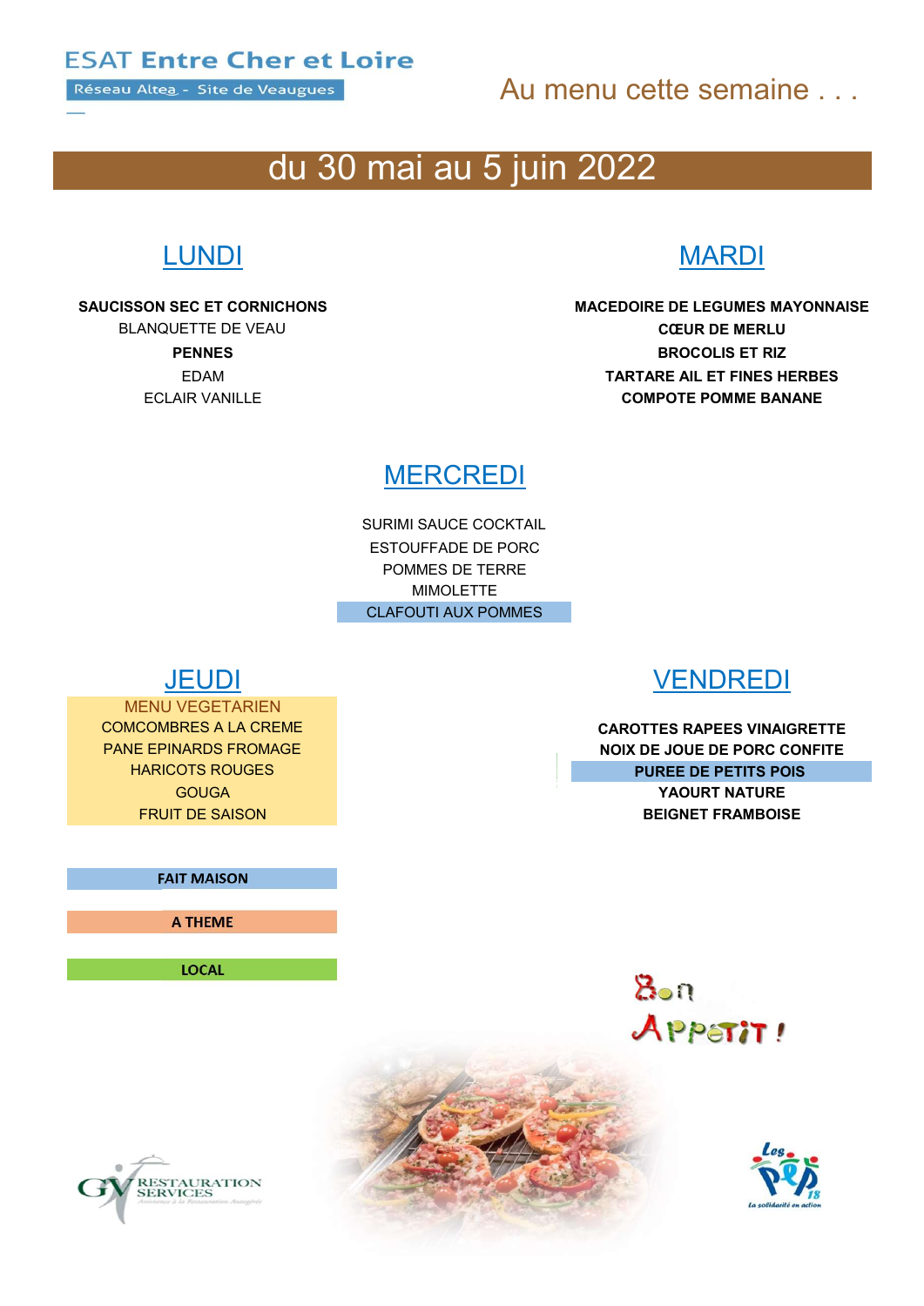**ESAT Entre Cher et Loire**

Réseau Altea - Site de Veaugues

Au menu cette semaine . . .

# du 30 mai au 5 juin 2022

## LUNDI

**SAUCISSON SEC ET CORNICHONS**
BLANQUETTE DE VEAU
**PENNES**
EDAM
ECLAIR VANILLE

## MARDI

**MACEDOIRE DE LEGUMES MAYONNAISE**
**CŒUR DE MERLU**
**BROCOLIS ET RIZ**
**TARTARE AIL ET FINES HERBES**
**COMPOTE POMME BANANE**

## MERCREDI

SURIMI SAUCE COCKTAIL
ESTOUFFADE DE PORC
POMMES DE TERRE
MIMOLETTE
CLAFOUTI AUX POMMES

## JEUDI

MENU VEGETARIEN
COMCOMBRES A LA CREME
PANE EPINARDS FROMAGE
HARICOTS ROUGES
GOUGA
FRUIT DE SAISON

## VENDREDI

**CAROTTES RAPEES VINAIGRETTE**
**NOIX DE JOUE DE PORC CONFITE**
**PUREE DE PETITS POIS**
**YAOURT NATURE**
**BEIGNET FRAMBOISE**

**FAIT MAISON**

**A THEME**

**LOCAL**

Bon Appetit !

GV RESTAURATION SERVICES

Les PEP 18 La solidarité en action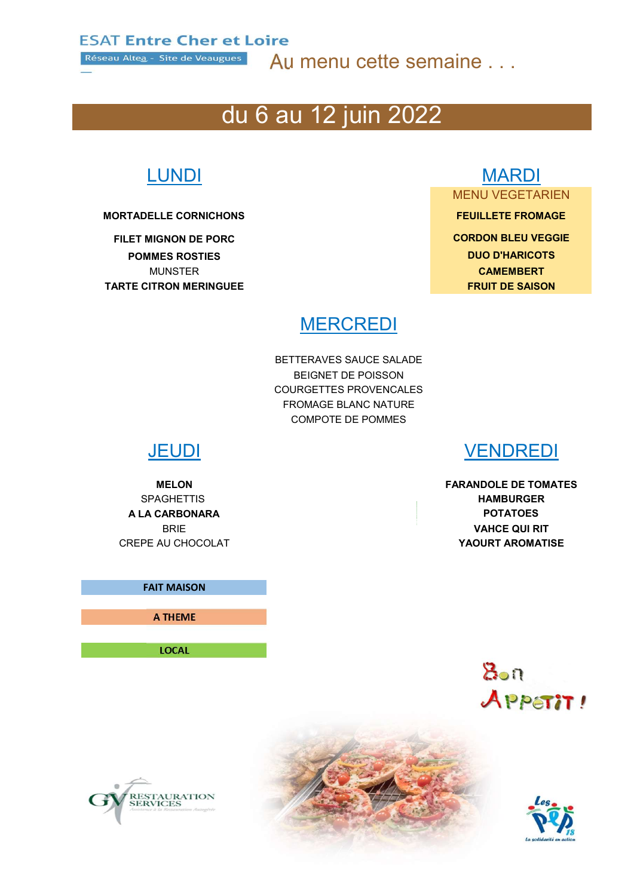ESAT Entre Cher et Loire

Réseau Altea - Site de Veaugues

Au menu cette semaine . . .

# du 6 au 12 juin 2022

## LUNDI

**MORTADELLE CORNICHONS**

**FILET MIGNON DE PORC**

**POMMES ROSTIES**

MUNSTER

**TARTE CITRON MERINGUEE**

## MARDI

MENU VEGETARIEN

**FEUILLETE FROMAGE**

**CORDON BLEU VEGGIE**

**DUO D'HARICOTS**

**CAMEMBERT**

**FRUIT DE SAISON**

## MERCREDI

BETTERAVES SAUCE SALADE

BEIGNET DE POISSON

COURGETTES PROVENCALES

FROMAGE BLANC NATURE

COMPOTE DE POMMES

## JEUDI

**MELON**

SPAGHETTIS

**A LA CARBONARA**

BRIE

CREPE AU CHOCOLAT

## VENDREDI

**FARANDOLE DE TOMATES**

**HAMBURGER**

**POTATOES**

**VAHCE QUI RIT**

**YAOURT AROMATISE**

**FAIT MAISON**

**A THEME**

**LOCAL**

Bon Appetit !

RESTAURATION SERVICES

Les PEP 18 – La solidarité en action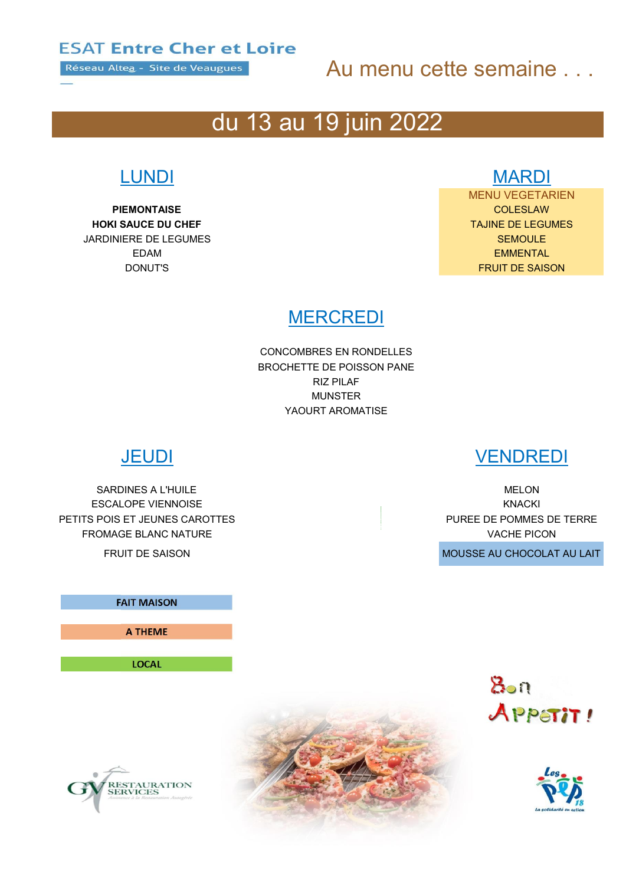ESAT Entre Cher et Loire

Réseau Altea - Site de Veaugues

Au menu cette semaine . . .

# du 13 au 19 juin 2022

## LUNDI

**PIEMONTAISE**
**HOKI SAUCE DU CHEF**
JARDINIERE DE LEGUMES
EDAM
DONUT'S

## MARDI

MENU VEGETARIEN
COLESLAW
TAJINE DE LEGUMES
SEMOULE
EMMENTAL
FRUIT DE SAISON

## MERCREDI

CONCOMBRES EN RONDELLES
BROCHETTE DE POISSON PANE
RIZ PILAF
MUNSTER
YAOURT AROMATISE

## JEUDI

SARDINES A L'HUILE
ESCALOPE VIENNOISE
PETITS POIS ET JEUNES CAROTTES
FROMAGE BLANC NATURE
FRUIT DE SAISON

## VENDREDI

MELON
KNACKI
PUREE DE POMMES DE TERRE
VACHE PICON
MOUSSE AU CHOCOLAT AU LAIT

**FAIT MAISON**

**A THEME**

**LOCAL**

Bon Appetit !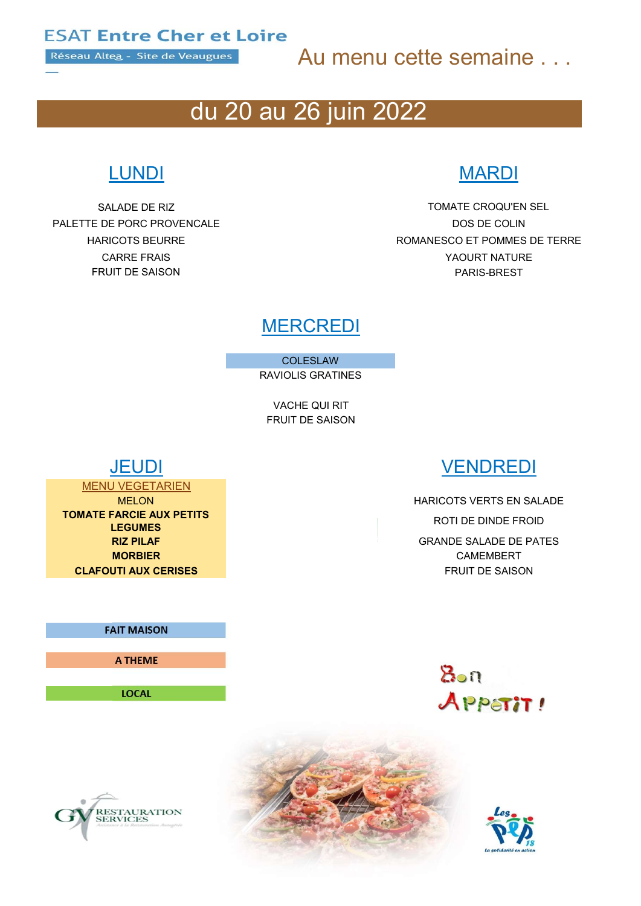**ESAT Entre Cher et Loire**

Réseau Altea - Site de Veaugues

# Au menu cette semaine . . .

## du 20 au 26 juin 2022

### LUNDI

SALADE DE RIZ
PALETTE DE PORC PROVENCALE
HARICOTS BEURRE
CARRE FRAIS
FRUIT DE SAISON

### MARDI

TOMATE CROQU'EN SEL
DOS DE COLIN
ROMANESCO ET POMMES DE TERRE
YAOURT NATURE
PARIS-BREST

### MERCREDI

COLESLAW
RAVIOLIS GRATINES

VACHE QUI RIT
FRUIT DE SAISON

### JEUDI

MENU VEGETARIEN

MELON
**TOMATE FARCIE AUX PETITS LEGUMES**
**RIZ PILAF**
**MORBIER**
**CLAFOUTI AUX CERISES**

### VENDREDI

HARICOTS VERTS EN SALADE
ROTI DE DINDE FROID
GRANDE SALADE DE PATES
CAMEMBERT
FRUIT DE SAISON

**FAIT MAISON**

**A THEME**

**LOCAL**

Bon Appetit !